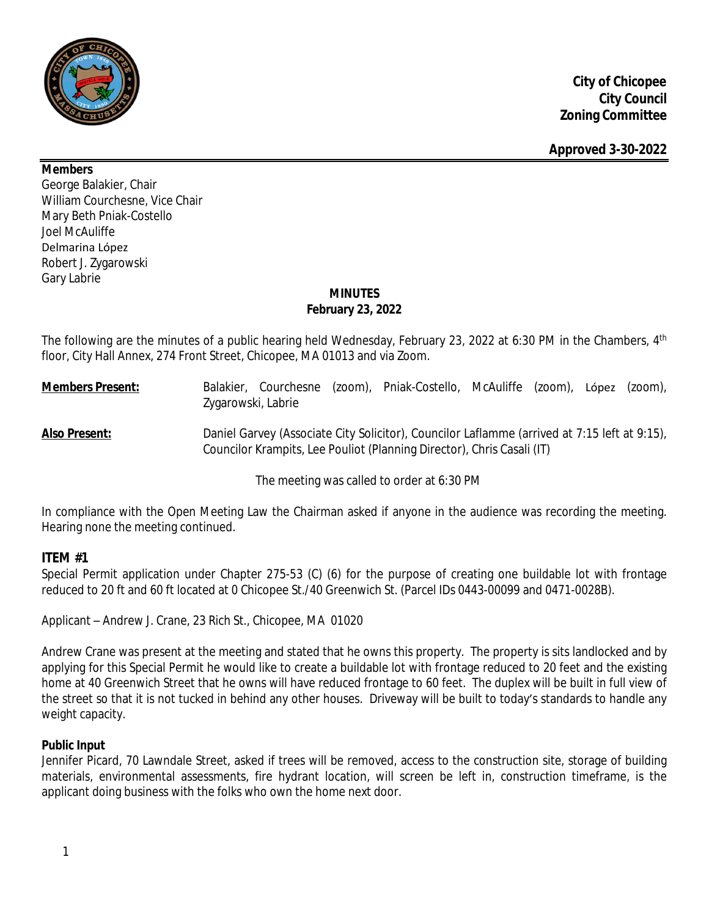**City of Chicopee**
**City Council**
**Zoning Committee**

**Approved 3-30-2022**

**Members**
George Balakier, Chair
William Courchesne, Vice Chair
Mary Beth Pniak-Costello
Joel McAuliffe
Delmarina López
Robert J. Zygarowski
Gary Labrie

## MINUTES
## February 23, 2022

The following are the minutes of a public hearing held Wednesday, February 23, 2022 at 6:30 PM in the Chambers, 4th floor, City Hall Annex, 274 Front Street, Chicopee, MA 01013 and via Zoom.

**Members Present:** Balakier, Courchesne (zoom), Pniak-Costello, McAuliffe (zoom), López (zoom), Zygarowski, Labrie

**Also Present:** Daniel Garvey (Associate City Solicitor), Councilor Laflamme (arrived at 7:15 left at 9:15), Councilor Krampits, Lee Pouliot (Planning Director), Chris Casali (IT)

The meeting was called to order at 6:30 PM

In compliance with the Open Meeting Law the Chairman asked if anyone in the audience was recording the meeting. Hearing none the meeting continued.

### ITEM #1

Special Permit application under Chapter 275-53 (C) (6) for the purpose of creating one buildable lot with frontage reduced to 20 ft and 60 ft located at 0 Chicopee St./40 Greenwich St. (Parcel IDs 0443-00099 and 0471-0028B).

Applicant – Andrew J. Crane, 23 Rich St., Chicopee, MA 01020

Andrew Crane was present at the meeting and stated that he owns this property. The property is sits landlocked and by applying for this Special Permit he would like to create a buildable lot with frontage reduced to 20 feet and the existing home at 40 Greenwich Street that he owns will have reduced frontage to 60 feet. The duplex will be built in full view of the street so that it is not tucked in behind any other houses. Driveway will be built to today's standards to handle any weight capacity.

**Public Input**
Jennifer Picard, 70 Lawndale Street, asked if trees will be removed, access to the construction site, storage of building materials, environmental assessments, fire hydrant location, will screen be left in, construction timeframe, is the applicant doing business with the folks who own the home next door.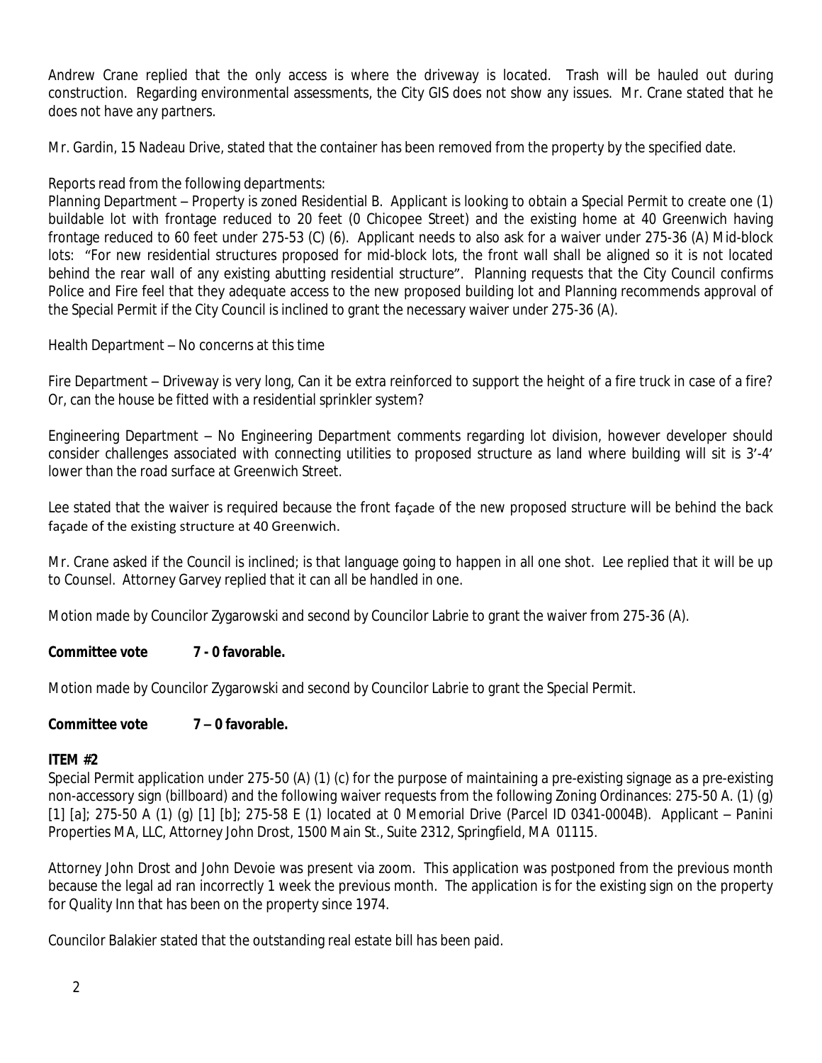Andrew Crane replied that the only access is where the driveway is located. Trash will be hauled out during construction. Regarding environmental assessments, the City GIS does not show any issues. Mr. Crane stated that he does not have any partners.

Mr. Gardin, 15 Nadeau Drive, stated that the container has been removed from the property by the specified date.

Reports read from the following departments:

Planning Department – Property is zoned Residential B. Applicant is looking to obtain a Special Permit to create one (1) buildable lot with frontage reduced to 20 feet (0 Chicopee Street) and the existing home at 40 Greenwich having frontage reduced to 60 feet under 275-53 (C) (6). Applicant needs to also ask for a waiver under 275-36 (A) Mid-block lots: "For new residential structures proposed for mid-block lots, the front wall shall be aligned so it is not located behind the rear wall of any existing abutting residential structure". Planning requests that the City Council confirms Police and Fire feel that they adequate access to the new proposed building lot and Planning recommends approval of the Special Permit if the City Council is inclined to grant the necessary waiver under 275-36 (A).

Health Department – No concerns at this time

Fire Department – Driveway is very long, Can it be extra reinforced to support the height of a fire truck in case of a fire? Or, can the house be fitted with a residential sprinkler system?

Engineering Department – No Engineering Department comments regarding lot division, however developer should consider challenges associated with connecting utilities to proposed structure as land where building will sit is 3'-4' lower than the road surface at Greenwich Street.

Lee stated that the waiver is required because the front façade of the new proposed structure will be behind the back façade of the existing structure at 40 Greenwich.

Mr. Crane asked if the Council is inclined; is that language going to happen in all one shot. Lee replied that it will be up to Counsel. Attorney Garvey replied that it can all be handled in one.

Motion made by Councilor Zygarowski and second by Councilor Labrie to grant the waiver from 275-36 (A).

**Committee vote 7 - 0 favorable.**

Motion made by Councilor Zygarowski and second by Councilor Labrie to grant the Special Permit.

**Committee vote 7 – 0 favorable.**

**ITEM #2**

Special Permit application under 275-50 (A) (1) (c) for the purpose of maintaining a pre-existing signage as a pre-existing non-accessory sign (billboard) and the following waiver requests from the following Zoning Ordinances: 275-50 A. (1) (g) [1] [a]; 275-50 A (1) (g) [1] [b]; 275-58 E (1) located at 0 Memorial Drive (Parcel ID 0341-0004B). Applicant – Panini Properties MA, LLC, Attorney John Drost, 1500 Main St., Suite 2312, Springfield, MA 01115.

Attorney John Drost and John Devoie was present via zoom. This application was postponed from the previous month because the legal ad ran incorrectly 1 week the previous month. The application is for the existing sign on the property for Quality Inn that has been on the property since 1974.

Councilor Balakier stated that the outstanding real estate bill has been paid.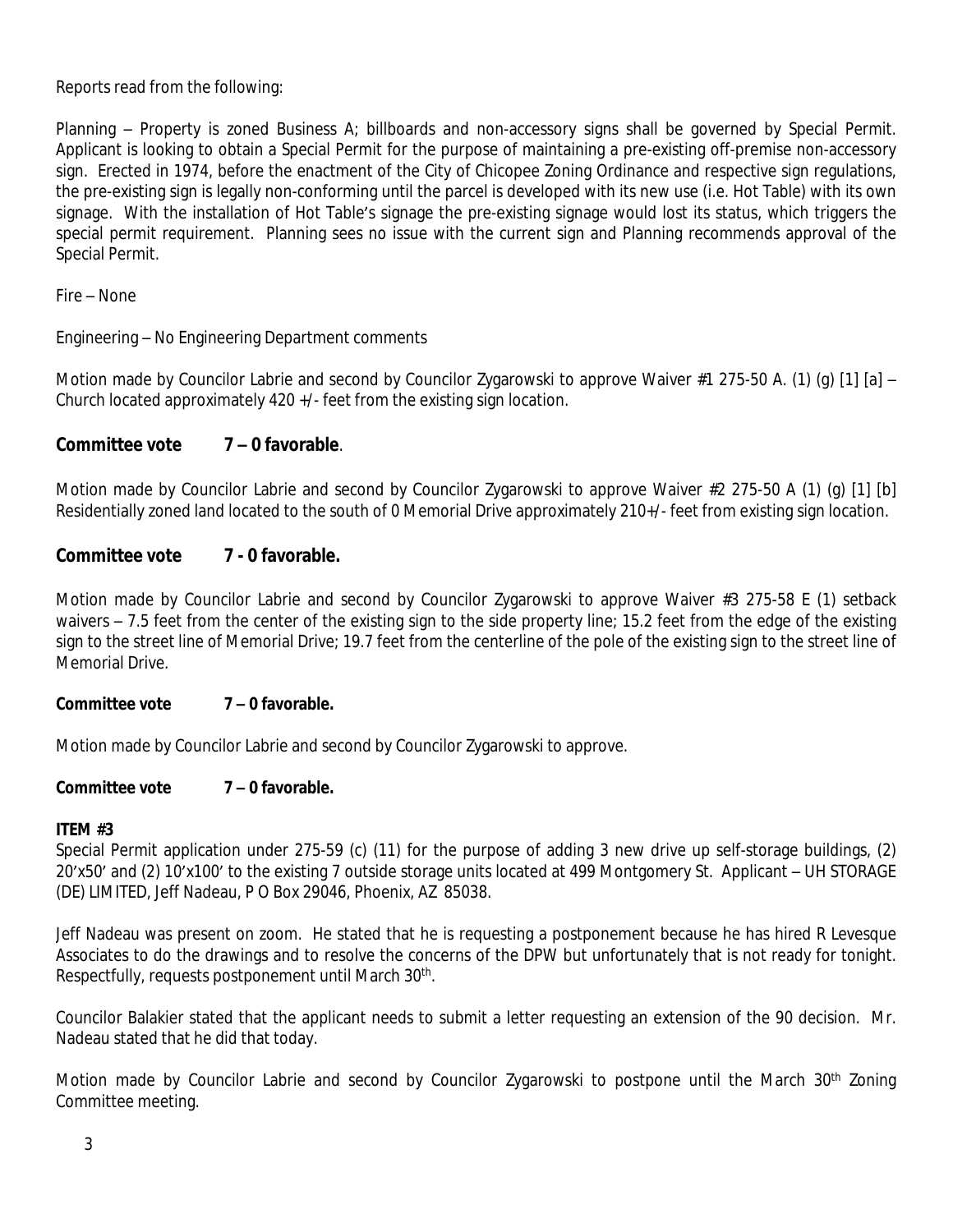Reports read from the following:

Planning – Property is zoned Business A; billboards and non-accessory signs shall be governed by Special Permit. Applicant is looking to obtain a Special Permit for the purpose of maintaining a pre-existing off-premise non-accessory sign. Erected in 1974, before the enactment of the City of Chicopee Zoning Ordinance and respective sign regulations, the pre-existing sign is legally non-conforming until the parcel is developed with its new use (i.e. Hot Table) with its own signage. With the installation of Hot Table's signage the pre-existing signage would lost its status, which triggers the special permit requirement. Planning sees no issue with the current sign and Planning recommends approval of the Special Permit.

Fire – None

Engineering – No Engineering Department comments

Motion made by Councilor Labrie and second by Councilor Zygarowski to approve Waiver #1 275-50 A. (1) (g) [1] [a] – Church located approximately 420 +/- feet from the existing sign location.

**Committee vote 7 – 0 favorable**.

Motion made by Councilor Labrie and second by Councilor Zygarowski to approve Waiver #2 275-50 A (1) (g) [1] [b] Residentially zoned land located to the south of 0 Memorial Drive approximately 210+/- feet from existing sign location.

**Committee vote 7 - 0 favorable.**

Motion made by Councilor Labrie and second by Councilor Zygarowski to approve Waiver #3 275-58 E (1) setback waivers – 7.5 feet from the center of the existing sign to the side property line; 15.2 feet from the edge of the existing sign to the street line of Memorial Drive; 19.7 feet from the centerline of the pole of the existing sign to the street line of Memorial Drive.

**Committee vote 7 – 0 favorable.**

Motion made by Councilor Labrie and second by Councilor Zygarowski to approve.

**Committee vote 7 – 0 favorable.**

**ITEM #3**
Special Permit application under 275-59 (c) (11) for the purpose of adding 3 new drive up self-storage buildings, (2) 20'x50' and (2) 10'x100' to the existing 7 outside storage units located at 499 Montgomery St. Applicant – UH STORAGE (DE) LIMITED, Jeff Nadeau, P O Box 29046, Phoenix, AZ 85038.

Jeff Nadeau was present on zoom. He stated that he is requesting a postponement because he has hired R Levesque Associates to do the drawings and to resolve the concerns of the DPW but unfortunately that is not ready for tonight. Respectfully, requests postponement until March 30th.

Councilor Balakier stated that the applicant needs to submit a letter requesting an extension of the 90 decision. Mr. Nadeau stated that he did that today.

Motion made by Councilor Labrie and second by Councilor Zygarowski to postpone until the March 30th Zoning Committee meeting.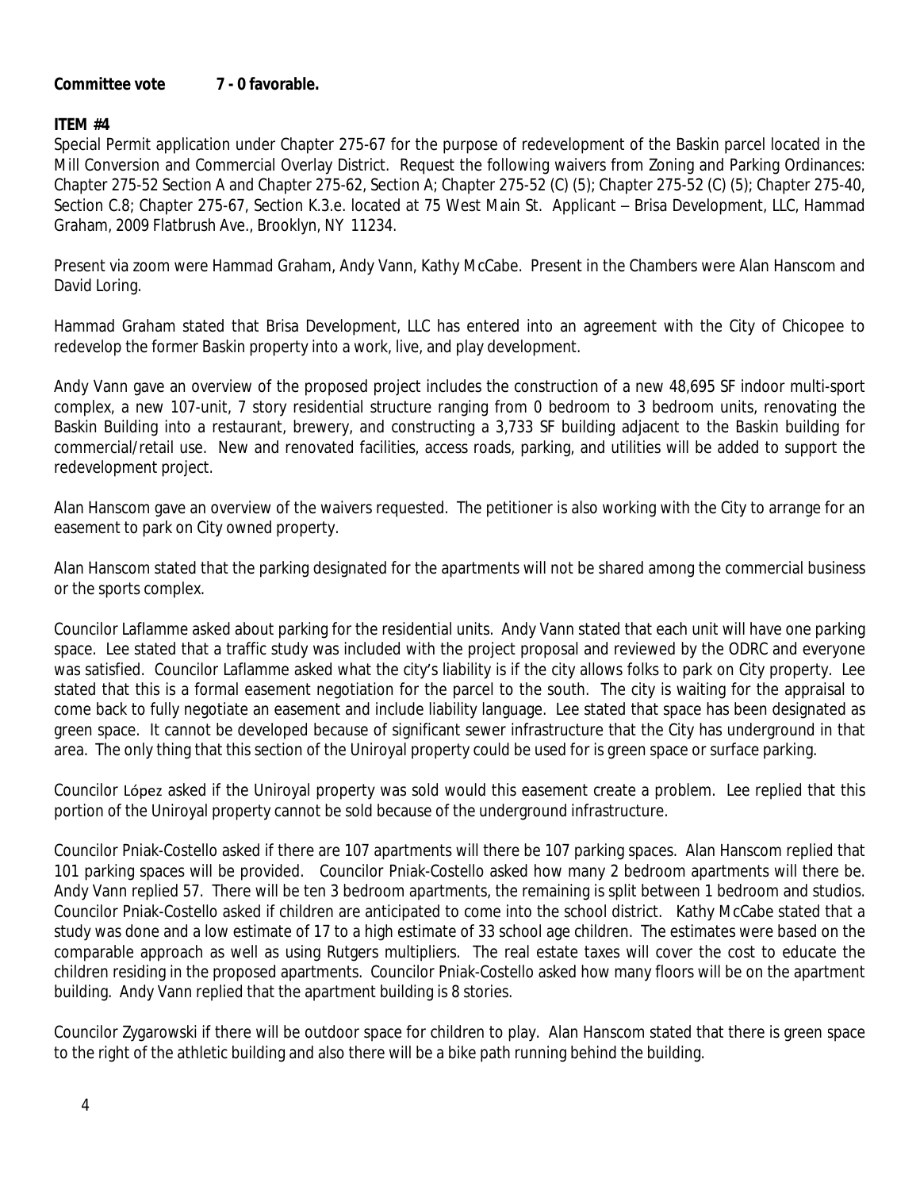**Committee vote 7 - 0 favorable.**

**ITEM #4**

Special Permit application under Chapter 275-67 for the purpose of redevelopment of the Baskin parcel located in the Mill Conversion and Commercial Overlay District. Request the following waivers from Zoning and Parking Ordinances: Chapter 275-52 Section A and Chapter 275-62, Section A; Chapter 275-52 (C) (5); Chapter 275-52 (C) (5); Chapter 275-40, Section C.8; Chapter 275-67, Section K.3.e. located at 75 West Main St. Applicant – Brisa Development, LLC, Hammad Graham, 2009 Flatbrush Ave., Brooklyn, NY 11234.

Present via zoom were Hammad Graham, Andy Vann, Kathy McCabe. Present in the Chambers were Alan Hanscom and David Loring.

Hammad Graham stated that Brisa Development, LLC has entered into an agreement with the City of Chicopee to redevelop the former Baskin property into a work, live, and play development.

Andy Vann gave an overview of the proposed project includes the construction of a new 48,695 SF indoor multi-sport complex, a new 107-unit, 7 story residential structure ranging from 0 bedroom to 3 bedroom units, renovating the Baskin Building into a restaurant, brewery, and constructing a 3,733 SF building adjacent to the Baskin building for commercial/retail use. New and renovated facilities, access roads, parking, and utilities will be added to support the redevelopment project.

Alan Hanscom gave an overview of the waivers requested. The petitioner is also working with the City to arrange for an easement to park on City owned property.

Alan Hanscom stated that the parking designated for the apartments will not be shared among the commercial business or the sports complex.

Councilor Laflamme asked about parking for the residential units. Andy Vann stated that each unit will have one parking space. Lee stated that a traffic study was included with the project proposal and reviewed by the ODRC and everyone was satisfied. Councilor Laflamme asked what the city's liability is if the city allows folks to park on City property. Lee stated that this is a formal easement negotiation for the parcel to the south. The city is waiting for the appraisal to come back to fully negotiate an easement and include liability language. Lee stated that space has been designated as green space. It cannot be developed because of significant sewer infrastructure that the City has underground in that area. The only thing that this section of the Uniroyal property could be used for is green space or surface parking.

Councilor López asked if the Uniroyal property was sold would this easement create a problem. Lee replied that this portion of the Uniroyal property cannot be sold because of the underground infrastructure.

Councilor Pniak-Costello asked if there are 107 apartments will there be 107 parking spaces. Alan Hanscom replied that 101 parking spaces will be provided. Councilor Pniak-Costello asked how many 2 bedroom apartments will there be. Andy Vann replied 57. There will be ten 3 bedroom apartments, the remaining is split between 1 bedroom and studios. Councilor Pniak-Costello asked if children are anticipated to come into the school district. Kathy McCabe stated that a study was done and a low estimate of 17 to a high estimate of 33 school age children. The estimates were based on the comparable approach as well as using Rutgers multipliers. The real estate taxes will cover the cost to educate the children residing in the proposed apartments. Councilor Pniak-Costello asked how many floors will be on the apartment building. Andy Vann replied that the apartment building is 8 stories.

Councilor Zygarowski if there will be outdoor space for children to play. Alan Hanscom stated that there is green space to the right of the athletic building and also there will be a bike path running behind the building.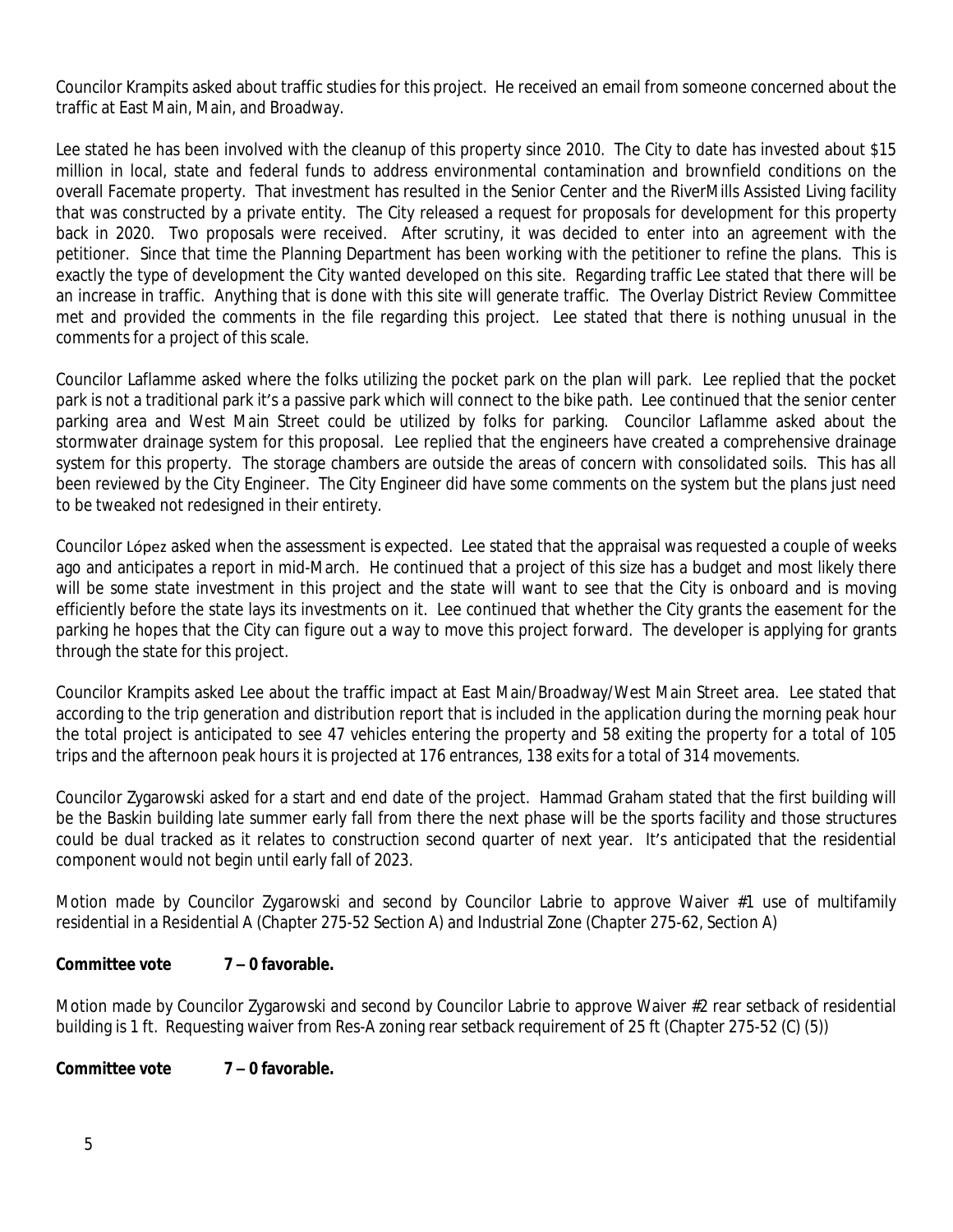Councilor Krampits asked about traffic studies for this project. He received an email from someone concerned about the traffic at East Main, Main, and Broadway.

Lee stated he has been involved with the cleanup of this property since 2010. The City to date has invested about $15 million in local, state and federal funds to address environmental contamination and brownfield conditions on the overall Facemate property. That investment has resulted in the Senior Center and the RiverMills Assisted Living facility that was constructed by a private entity. The City released a request for proposals for development for this property back in 2020. Two proposals were received. After scrutiny, it was decided to enter into an agreement with the petitioner. Since that time the Planning Department has been working with the petitioner to refine the plans. This is exactly the type of development the City wanted developed on this site. Regarding traffic Lee stated that there will be an increase in traffic. Anything that is done with this site will generate traffic. The Overlay District Review Committee met and provided the comments in the file regarding this project. Lee stated that there is nothing unusual in the comments for a project of this scale.

Councilor Laflamme asked where the folks utilizing the pocket park on the plan will park. Lee replied that the pocket park is not a traditional park it's a passive park which will connect to the bike path. Lee continued that the senior center parking area and West Main Street could be utilized by folks for parking. Councilor Laflamme asked about the stormwater drainage system for this proposal. Lee replied that the engineers have created a comprehensive drainage system for this property. The storage chambers are outside the areas of concern with consolidated soils. This has all been reviewed by the City Engineer. The City Engineer did have some comments on the system but the plans just need to be tweaked not redesigned in their entirety.

Councilor López asked when the assessment is expected. Lee stated that the appraisal was requested a couple of weeks ago and anticipates a report in mid-March. He continued that a project of this size has a budget and most likely there will be some state investment in this project and the state will want to see that the City is onboard and is moving efficiently before the state lays its investments on it. Lee continued that whether the City grants the easement for the parking he hopes that the City can figure out a way to move this project forward. The developer is applying for grants through the state for this project.

Councilor Krampits asked Lee about the traffic impact at East Main/Broadway/West Main Street area. Lee stated that according to the trip generation and distribution report that is included in the application during the morning peak hour the total project is anticipated to see 47 vehicles entering the property and 58 exiting the property for a total of 105 trips and the afternoon peak hours it is projected at 176 entrances, 138 exits for a total of 314 movements.

Councilor Zygarowski asked for a start and end date of the project. Hammad Graham stated that the first building will be the Baskin building late summer early fall from there the next phase will be the sports facility and those structures could be dual tracked as it relates to construction second quarter of next year. It's anticipated that the residential component would not begin until early fall of 2023.

Motion made by Councilor Zygarowski and second by Councilor Labrie to approve Waiver #1 use of multifamily residential in a Residential A (Chapter 275-52 Section A) and Industrial Zone (Chapter 275-62, Section A)

**Committee vote 7 – 0 favorable.**

Motion made by Councilor Zygarowski and second by Councilor Labrie to approve Waiver #2 rear setback of residential building is 1 ft. Requesting waiver from Res-A zoning rear setback requirement of 25 ft (Chapter 275-52 (C) (5))

**Committee vote 7 – 0 favorable.**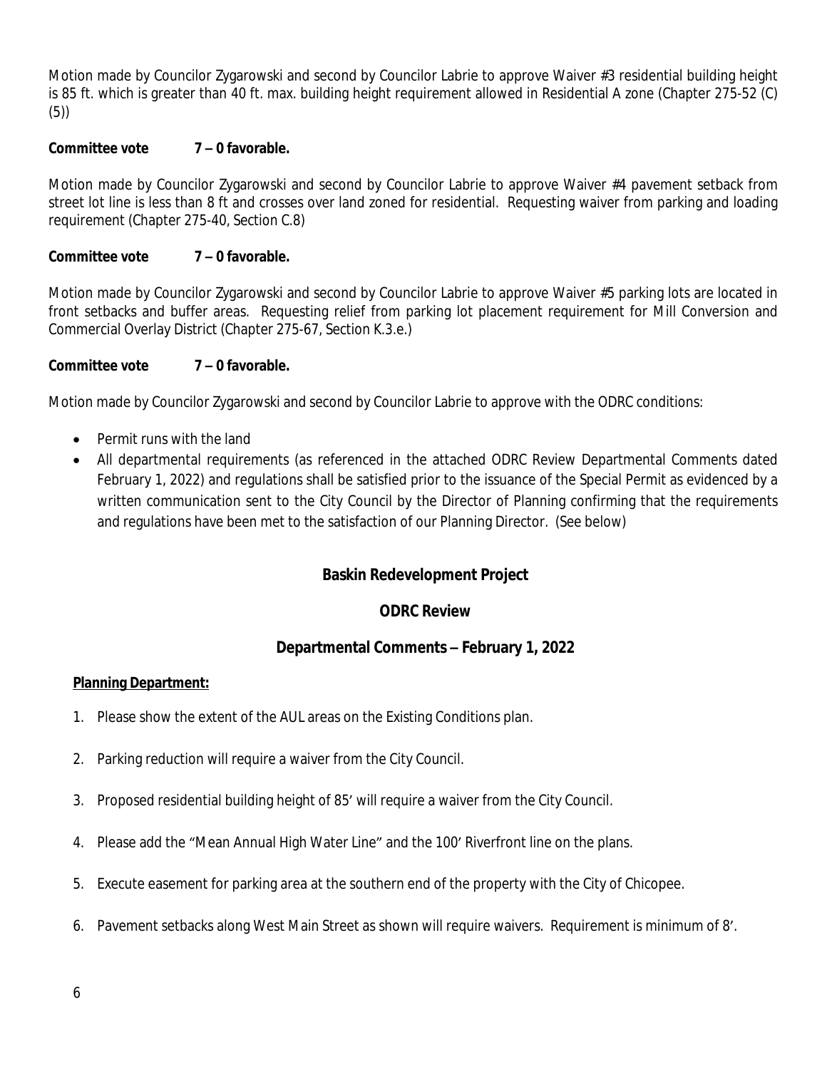Motion made by Councilor Zygarowski and second by Councilor Labrie to approve Waiver #3 residential building height is 85 ft. which is greater than 40 ft. max. building height requirement allowed in Residential A zone (Chapter 275-52 (C)(5))

**Committee vote 7 – 0 favorable.**

Motion made by Councilor Zygarowski and second by Councilor Labrie to approve Waiver #4 pavement setback from street lot line is less than 8 ft and crosses over land zoned for residential. Requesting waiver from parking and loading requirement (Chapter 275-40, Section C.8)

**Committee vote 7 – 0 favorable.**

Motion made by Councilor Zygarowski and second by Councilor Labrie to approve Waiver #5 parking lots are located in front setbacks and buffer areas. Requesting relief from parking lot placement requirement for Mill Conversion and Commercial Overlay District (Chapter 275-67, Section K.3.e.)

**Committee vote 7 – 0 favorable.**

Motion made by Councilor Zygarowski and second by Councilor Labrie to approve with the ODRC conditions:

- Permit runs with the land
- All departmental requirements (as referenced in the attached ODRC Review Departmental Comments dated February 1, 2022) and regulations shall be satisfied prior to the issuance of the Special Permit as evidenced by a written communication sent to the City Council by the Director of Planning confirming that the requirements and regulations have been met to the satisfaction of our Planning Director. (See below)

## Baskin Redevelopment Project

## ODRC Review

## Departmental Comments – February 1, 2022

**Planning Department:**

1. Please show the extent of the AUL areas on the Existing Conditions plan.
2. Parking reduction will require a waiver from the City Council.
3. Proposed residential building height of 85' will require a waiver from the City Council.
4. Please add the "Mean Annual High Water Line" and the 100' Riverfront line on the plans.
5. Execute easement for parking area at the southern end of the property with the City of Chicopee.
6. Pavement setbacks along West Main Street as shown will require waivers. Requirement is minimum of 8'.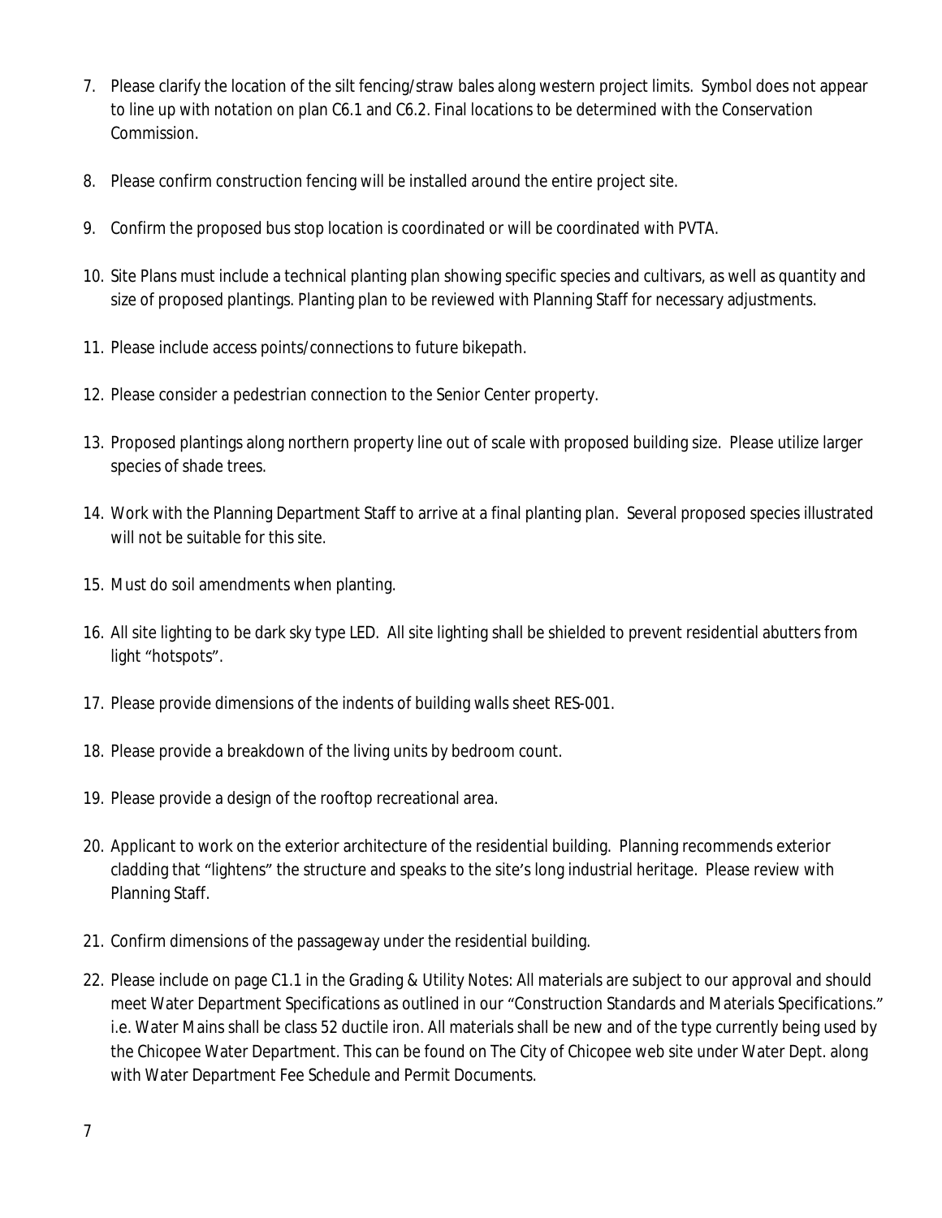7. Please clarify the location of the silt fencing/straw bales along western project limits. Symbol does not appear to line up with notation on plan C6.1 and C6.2. Final locations to be determined with the Conservation Commission.

8. Please confirm construction fencing will be installed around the entire project site.

9. Confirm the proposed bus stop location is coordinated or will be coordinated with PVTA.

10. Site Plans must include a technical planting plan showing specific species and cultivars, as well as quantity and size of proposed plantings. Planting plan to be reviewed with Planning Staff for necessary adjustments.

11. Please include access points/connections to future bikepath.

12. Please consider a pedestrian connection to the Senior Center property.

13. Proposed plantings along northern property line out of scale with proposed building size. Please utilize larger species of shade trees.

14. Work with the Planning Department Staff to arrive at a final planting plan. Several proposed species illustrated will not be suitable for this site.

15. Must do soil amendments when planting.

16. All site lighting to be dark sky type LED. All site lighting shall be shielded to prevent residential abutters from light "hotspots".

17. Please provide dimensions of the indents of building walls sheet RES-001.

18. Please provide a breakdown of the living units by bedroom count.

19. Please provide a design of the rooftop recreational area.

20. Applicant to work on the exterior architecture of the residential building. Planning recommends exterior cladding that "lightens" the structure and speaks to the site's long industrial heritage. Please review with Planning Staff.

21. Confirm dimensions of the passageway under the residential building.

22. Please include on page C1.1 in the Grading & Utility Notes: All materials are subject to our approval and should meet Water Department Specifications as outlined in our "Construction Standards and Materials Specifications." i.e. Water Mains shall be class 52 ductile iron. All materials shall be new and of the type currently being used by the Chicopee Water Department. This can be found on The City of Chicopee web site under Water Dept. along with Water Department Fee Schedule and Permit Documents.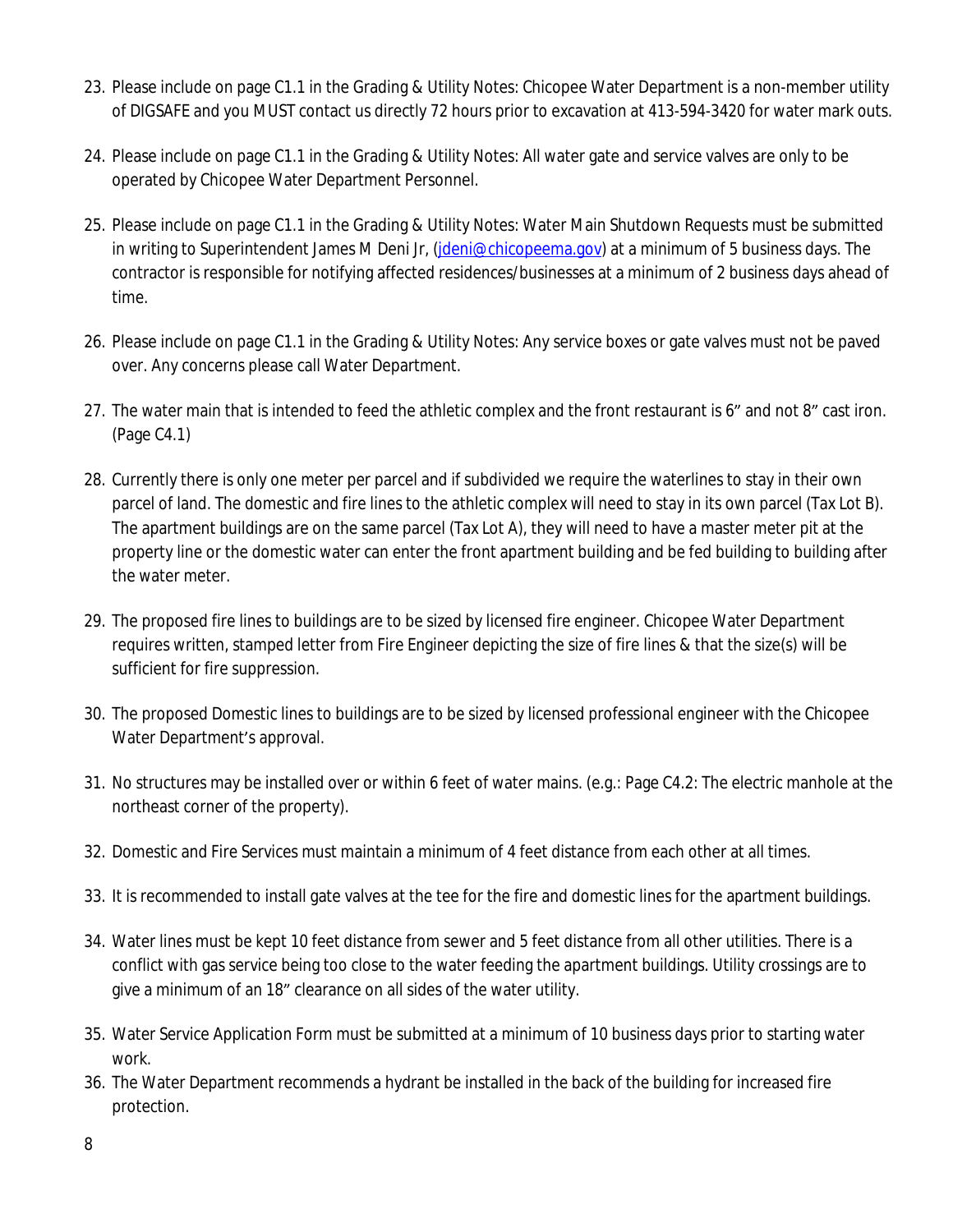23. Please include on page C1.1 in the Grading & Utility Notes: Chicopee Water Department is a non-member utility of DIGSAFE and you MUST contact us directly 72 hours prior to excavation at 413-594-3420 for water mark outs.

24. Please include on page C1.1 in the Grading & Utility Notes: All water gate and service valves are only to be operated by Chicopee Water Department Personnel.

25. Please include on page C1.1 in the Grading & Utility Notes: Water Main Shutdown Requests must be submitted in writing to Superintendent James M Deni Jr, (jdeni@chicopeema.gov) at a minimum of 5 business days. The contractor is responsible for notifying affected residences/businesses at a minimum of 2 business days ahead of time.

26. Please include on page C1.1 in the Grading & Utility Notes: Any service boxes or gate valves must not be paved over. Any concerns please call Water Department.

27. The water main that is intended to feed the athletic complex and the front restaurant is 6" and not 8" cast iron. (Page C4.1)

28. Currently there is only one meter per parcel and if subdivided we require the waterlines to stay in their own parcel of land. The domestic and fire lines to the athletic complex will need to stay in its own parcel (Tax Lot B). The apartment buildings are on the same parcel (Tax Lot A), they will need to have a master meter pit at the property line or the domestic water can enter the front apartment building and be fed building to building after the water meter.

29. The proposed fire lines to buildings are to be sized by licensed fire engineer. Chicopee Water Department requires written, stamped letter from Fire Engineer depicting the size of fire lines & that the size(s) will be sufficient for fire suppression.

30. The proposed Domestic lines to buildings are to be sized by licensed professional engineer with the Chicopee Water Department's approval.

31. No structures may be installed over or within 6 feet of water mains. (e.g.: Page C4.2: The electric manhole at the northeast corner of the property).

32. Domestic and Fire Services must maintain a minimum of 4 feet distance from each other at all times.

33. It is recommended to install gate valves at the tee for the fire and domestic lines for the apartment buildings.

34. Water lines must be kept 10 feet distance from sewer and 5 feet distance from all other utilities. There is a conflict with gas service being too close to the water feeding the apartment buildings. Utility crossings are to give a minimum of an 18" clearance on all sides of the water utility.

35. Water Service Application Form must be submitted at a minimum of 10 business days prior to starting water work.
36. The Water Department recommends a hydrant be installed in the back of the building for increased fire protection.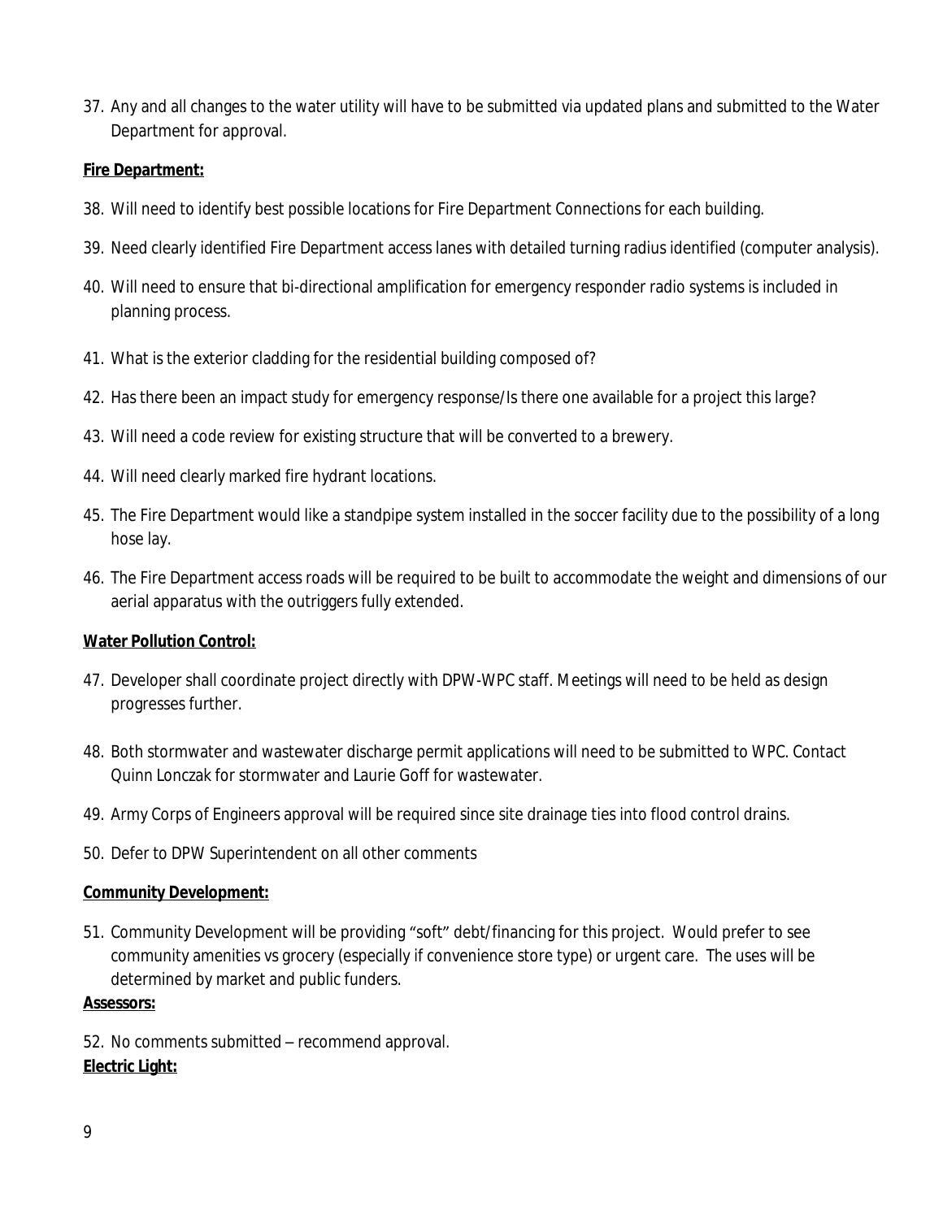37. Any and all changes to the water utility will have to be submitted via updated plans and submitted to the Water Department for approval.

**Fire Department:**

38. Will need to identify best possible locations for Fire Department Connections for each building.
39. Need clearly identified Fire Department access lanes with detailed turning radius identified (computer analysis).
40. Will need to ensure that bi-directional amplification for emergency responder radio systems is included in planning process.
41. What is the exterior cladding for the residential building composed of?
42. Has there been an impact study for emergency response/Is there one available for a project this large?
43. Will need a code review for existing structure that will be converted to a brewery.
44. Will need clearly marked fire hydrant locations.
45. The Fire Department would like a standpipe system installed in the soccer facility due to the possibility of a long hose lay.
46. The Fire Department access roads will be required to be built to accommodate the weight and dimensions of our aerial apparatus with the outriggers fully extended.

**Water Pollution Control:**

47. Developer shall coordinate project directly with DPW-WPC staff. Meetings will need to be held as design progresses further.
48. Both stormwater and wastewater discharge permit applications will need to be submitted to WPC. Contact Quinn Lonczak for stormwater and Laurie Goff for wastewater.
49. Army Corps of Engineers approval will be required since site drainage ties into flood control drains.
50. Defer to DPW Superintendent on all other comments

**Community Development:**

51. Community Development will be providing "soft" debt/financing for this project. Would prefer to see community amenities vs grocery (especially if convenience store type) or urgent care. The uses will be determined by market and public funders.

**Assessors:**

52. No comments submitted – recommend approval.

**Electric Light:**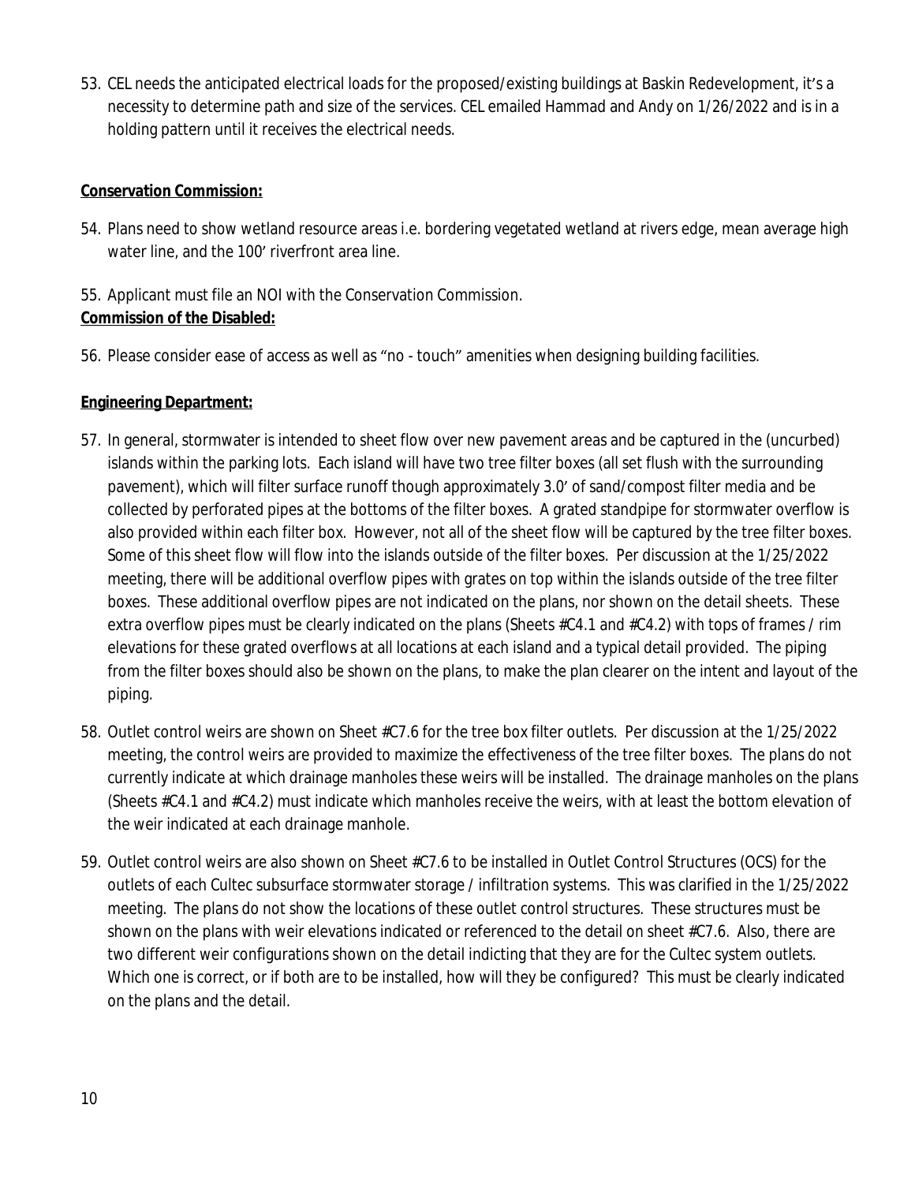53. CEL needs the anticipated electrical loads for the proposed/existing buildings at Baskin Redevelopment, it's a necessity to determine path and size of the services. CEL emailed Hammad and Andy on 1/26/2022 and is in a holding pattern until it receives the electrical needs.

**Conservation Commission:**

54. Plans need to show wetland resource areas i.e. bordering vegetated wetland at rivers edge, mean average high water line, and the 100' riverfront area line.

55. Applicant must file an NOI with the Conservation Commission.

**Commission of the Disabled:**

56. Please consider ease of access as well as "no - touch" amenities when designing building facilities.

**Engineering Department:**

57. In general, stormwater is intended to sheet flow over new pavement areas and be captured in the (uncurbed) islands within the parking lots. Each island will have two tree filter boxes (all set flush with the surrounding pavement), which will filter surface runoff though approximately 3.0' of sand/compost filter media and be collected by perforated pipes at the bottoms of the filter boxes. A grated standpipe for stormwater overflow is also provided within each filter box. However, not all of the sheet flow will be captured by the tree filter boxes. Some of this sheet flow will flow into the islands outside of the filter boxes. Per discussion at the 1/25/2022 meeting, there will be additional overflow pipes with grates on top within the islands outside of the tree filter boxes. These additional overflow pipes are not indicated on the plans, nor shown on the detail sheets. These extra overflow pipes must be clearly indicated on the plans (Sheets #C4.1 and #C4.2) with tops of frames / rim elevations for these grated overflows at all locations at each island and a typical detail provided. The piping from the filter boxes should also be shown on the plans, to make the plan clearer on the intent and layout of the piping.

58. Outlet control weirs are shown on Sheet #C7.6 for the tree box filter outlets. Per discussion at the 1/25/2022 meeting, the control weirs are provided to maximize the effectiveness of the tree filter boxes. The plans do not currently indicate at which drainage manholes these weirs will be installed. The drainage manholes on the plans (Sheets #C4.1 and #C4.2) must indicate which manholes receive the weirs, with at least the bottom elevation of the weir indicated at each drainage manhole.

59. Outlet control weirs are also shown on Sheet #C7.6 to be installed in Outlet Control Structures (OCS) for the outlets of each Cultec subsurface stormwater storage / infiltration systems. This was clarified in the 1/25/2022 meeting. The plans do not show the locations of these outlet control structures. These structures must be shown on the plans with weir elevations indicated or referenced to the detail on sheet #C7.6. Also, there are two different weir configurations shown on the detail indicting that they are for the Cultec system outlets. Which one is correct, or if both are to be installed, how will they be configured? This must be clearly indicated on the plans and the detail.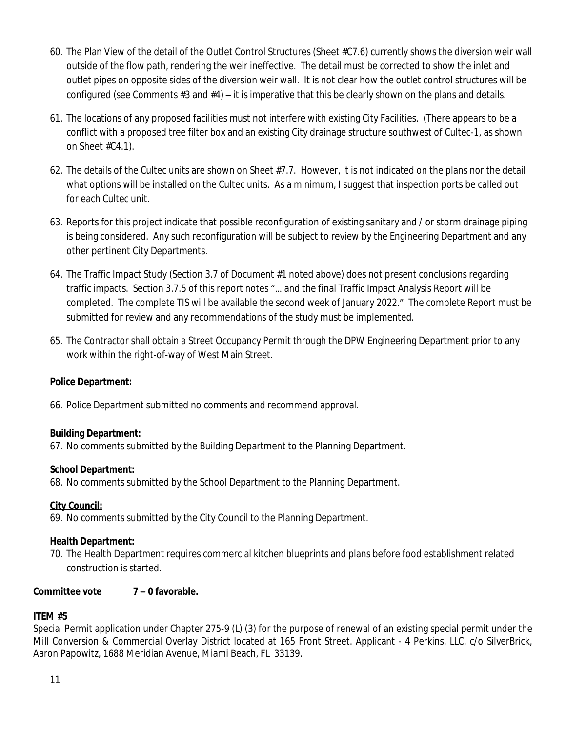60. The Plan View of the detail of the Outlet Control Structures (Sheet #C7.6) currently shows the diversion weir wall outside of the flow path, rendering the weir ineffective. The detail must be corrected to show the inlet and outlet pipes on opposite sides of the diversion weir wall. It is not clear how the outlet control structures will be configured (see Comments #3 and #4) – it is imperative that this be clearly shown on the plans and details.

61. The locations of any proposed facilities must not interfere with existing City Facilities. (There appears to be a conflict with a proposed tree filter box and an existing City drainage structure southwest of Cultec-1, as shown on Sheet #C4.1).

62. The details of the Cultec units are shown on Sheet #7.7. However, it is not indicated on the plans nor the detail what options will be installed on the Cultec units. As a minimum, I suggest that inspection ports be called out for each Cultec unit.

63. Reports for this project indicate that possible reconfiguration of existing sanitary and / or storm drainage piping is being considered. Any such reconfiguration will be subject to review by the Engineering Department and any other pertinent City Departments.

64. The Traffic Impact Study (Section 3.7 of Document #1 noted above) does not present conclusions regarding traffic impacts. Section 3.7.5 of this report notes "… and the final Traffic Impact Analysis Report will be completed. The complete TIS will be available the second week of January 2022." The complete Report must be submitted for review and any recommendations of the study must be implemented.

65. The Contractor shall obtain a Street Occupancy Permit through the DPW Engineering Department prior to any work within the right-of-way of West Main Street.

**Police Department:**

66. Police Department submitted no comments and recommend approval.

**Building Department:**

67. No comments submitted by the Building Department to the Planning Department.

**School Department:**

68. No comments submitted by the School Department to the Planning Department.

**City Council:**

69. No comments submitted by the City Council to the Planning Department.

**Health Department:**

70. The Health Department requires commercial kitchen blueprints and plans before food establishment related construction is started.

**Committee vote 7 – 0 favorable.**

**ITEM #5**

Special Permit application under Chapter 275-9 (L) (3) for the purpose of renewal of an existing special permit under the Mill Conversion & Commercial Overlay District located at 165 Front Street. Applicant - 4 Perkins, LLC, c/o SilverBrick, Aaron Papowitz, 1688 Meridian Avenue, Miami Beach, FL 33139.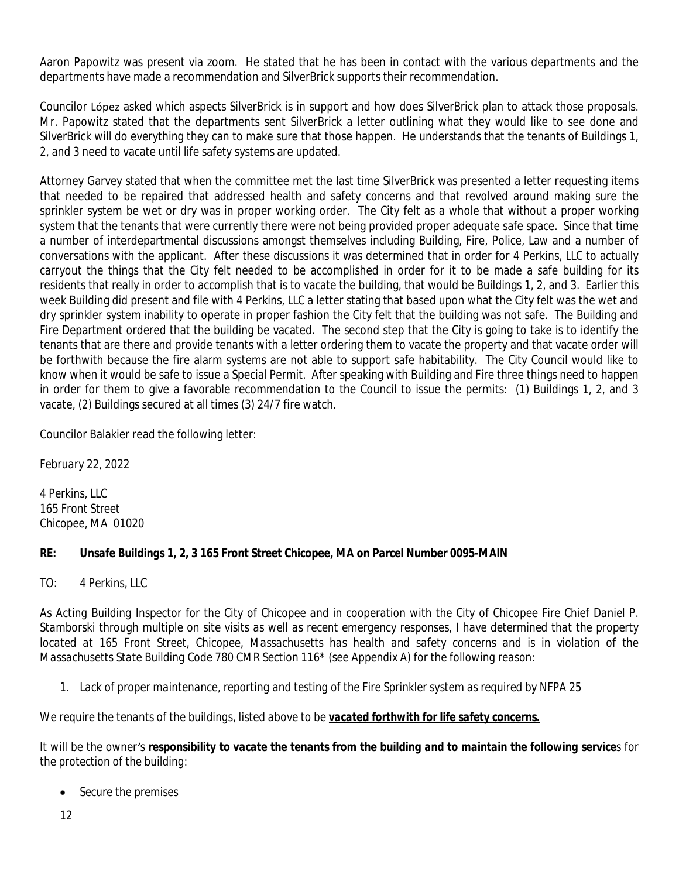Aaron Papowitz was present via zoom. He stated that he has been in contact with the various departments and the departments have made a recommendation and SilverBrick supports their recommendation.

Councilor López asked which aspects SilverBrick is in support and how does SilverBrick plan to attack those proposals. Mr. Papowitz stated that the departments sent SilverBrick a letter outlining what they would like to see done and SilverBrick will do everything they can to make sure that those happen. He understands that the tenants of Buildings 1, 2, and 3 need to vacate until life safety systems are updated.

Attorney Garvey stated that when the committee met the last time SilverBrick was presented a letter requesting items that needed to be repaired that addressed health and safety concerns and that revolved around making sure the sprinkler system be wet or dry was in proper working order. The City felt as a whole that without a proper working system that the tenants that were currently there were not being provided proper adequate safe space. Since that time a number of interdepartmental discussions amongst themselves including Building, Fire, Police, Law and a number of conversations with the applicant. After these discussions it was determined that in order for 4 Perkins, LLC to actually carryout the things that the City felt needed to be accomplished in order for it to be made a safe building for its residents that really in order to accomplish that is to vacate the building, that would be Buildings 1, 2, and 3. Earlier this week Building did present and file with 4 Perkins, LLC a letter stating that based upon what the City felt was the wet and dry sprinkler system inability to operate in proper fashion the City felt that the building was not safe. The Building and Fire Department ordered that the building be vacated. The second step that the City is going to take is to identify the tenants that are there and provide tenants with a letter ordering them to vacate the property and that vacate order will be forthwith because the fire alarm systems are not able to support safe habitability. The City Council would like to know when it would be safe to issue a Special Permit. After speaking with Building and Fire three things need to happen in order for them to give a favorable recommendation to the Council to issue the permits: (1) Buildings 1, 2, and 3 vacate, (2) Buildings secured at all times (3) 24/7 fire watch.

Councilor Balakier read the following letter:

February 22, 2022

4 Perkins, LLC
165 Front Street
Chicopee, MA 01020

***RE: Unsafe Buildings 1, 2, 3 165 Front Street Chicopee, MA on Parcel Number 0095-MAIN***

*TO: 4 Perkins, LLC*

*As Acting Building Inspector for the City of Chicopee and in cooperation with the City of Chicopee Fire Chief Daniel P. Stamborski through multiple on site visits as well as recent emergency responses, I have determined that the property located at 165 Front Street, Chicopee, Massachusetts has health and safety concerns and is in violation of the Massachusetts State Building Code 780 CMR Section 116\* (see Appendix A) for the following reason:*

1. *Lack of proper maintenance, reporting and testing of the Fire Sprinkler system as required by NFPA 25*

*We require the tenants of the buildings, listed above to be* ***vacated forthwith for life safety concerns.***

*It will be the owner's* ***responsibility to vacate the tenants from the building and to maintain the following service****s for the protection of the building:*

- Secure the premises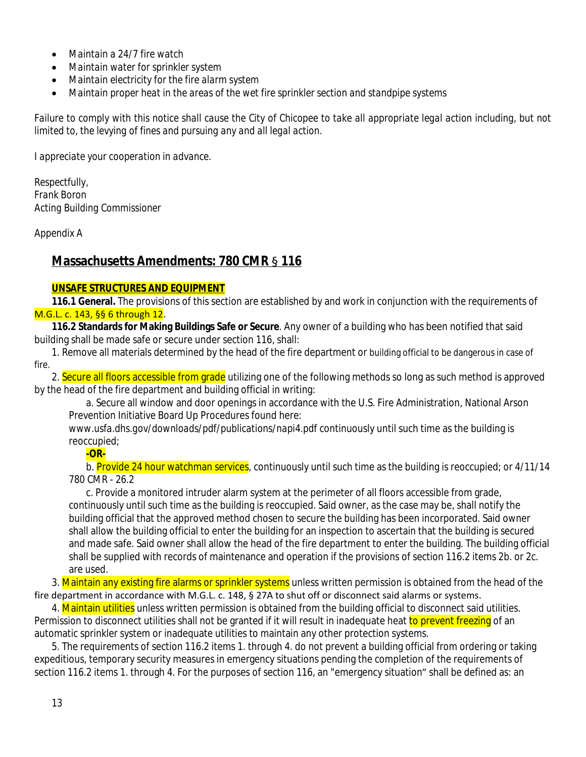- *Maintain a 24/7 fire watch*
- *Maintain water for sprinkler system*
- *Maintain electricity for the fire alarm system*
- *Maintain proper heat in the areas of the wet fire sprinkler section and standpipe systems*

*Failure to comply with this notice shall cause the City of Chicopee to take all appropriate legal action including, but not limited to, the levying of fines and pursuing any and all legal action.*

*I appreciate your cooperation in advance.*

*Respectfully,*
*Frank Boron*
*Acting Building Commissioner*

*Appendix A*

## Massachusetts Amendments: 780 CMR § 116

**UNSAFE STRUCTURES AND EQUIPMENT**

**116.1 General.** The provisions of this section are established by and work in conjunction with the requirements of M.G.L. c. 143, §§ 6 through 12.

**116.2 Standards for Making Buildings Safe or Secure**. Any owner of a building who has been notified that said building shall be made safe or secure under section 116, shall:

1. Remove all materials determined by the head of the fire department or building official to be dangerous in case of fire.

2. Secure all floors accessible from grade utilizing one of the following methods so long as such method is approved by the head of the fire department and building official in writing:

   a. Secure all window and door openings in accordance with the U.S. Fire Administration, National Arson Prevention Initiative Board Up Procedures found here: www.usfa.dhs.gov/downloads/pdf/publications/napi4.pdf continuously until such time as the building is reoccupied;

   **-OR-**

   b. Provide 24 hour watchman services, continuously until such time as the building is reoccupied; or 4/11/14 780 CMR - 26.2

   c. Provide a monitored intruder alarm system at the perimeter of all floors accessible from grade, continuously until such time as the building is reoccupied. Said owner, as the case may be, shall notify the building official that the approved method chosen to secure the building has been incorporated. Said owner shall allow the building official to enter the building for an inspection to ascertain that the building is secured and made safe. Said owner shall allow the head of the fire department to enter the building. The building official shall be supplied with records of maintenance and operation if the provisions of section 116.2 items 2b. or 2c. are used.

3. Maintain any existing fire alarms or sprinkler systems unless written permission is obtained from the head of the fire department in accordance with M.G.L. c. 148, § 27A to shut off or disconnect said alarms or systems.

4. Maintain utilities unless written permission is obtained from the building official to disconnect said utilities. Permission to disconnect utilities shall not be granted if it will result in inadequate heat to prevent freezing of an automatic sprinkler system or inadequate utilities to maintain any other protection systems.

5. The requirements of section 116.2 items 1. through 4. do not prevent a building official from ordering or taking expeditious, temporary security measures in emergency situations pending the completion of the requirements of section 116.2 items 1. through 4. For the purposes of section 116, an "emergency situation" shall be defined as: an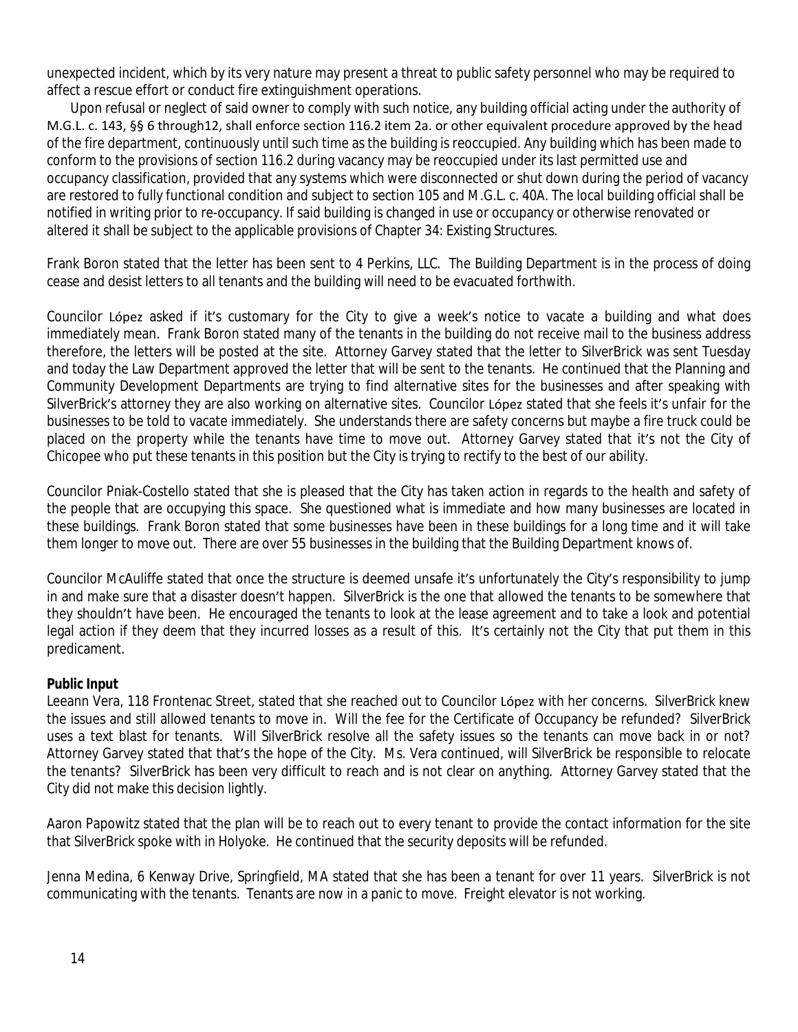unexpected incident, which by its very nature may present a threat to public safety personnel who may be required to affect a rescue effort or conduct fire extinguishment operations.

Upon refusal or neglect of said owner to comply with such notice, any building official acting under the authority of M.G.L. c. 143, §§ 6 through12, shall enforce section 116.2 item 2a. or other equivalent procedure approved by the head of the fire department, continuously until such time as the building is reoccupied. Any building which has been made to conform to the provisions of section 116.2 during vacancy may be reoccupied under its last permitted use and occupancy classification, provided that any systems which were disconnected or shut down during the period of vacancy are restored to fully functional condition and subject to section 105 and M.G.L. c. 40A. The local building official shall be notified in writing prior to re-occupancy. If said building is changed in use or occupancy or otherwise renovated or altered it shall be subject to the applicable provisions of Chapter 34: Existing Structures.

Frank Boron stated that the letter has been sent to 4 Perkins, LLC. The Building Department is in the process of doing cease and desist letters to all tenants and the building will need to be evacuated forthwith.

Councilor López asked if it's customary for the City to give a week's notice to vacate a building and what does immediately mean. Frank Boron stated many of the tenants in the building do not receive mail to the business address therefore, the letters will be posted at the site. Attorney Garvey stated that the letter to SilverBrick was sent Tuesday and today the Law Department approved the letter that will be sent to the tenants. He continued that the Planning and Community Development Departments are trying to find alternative sites for the businesses and after speaking with SilverBrick's attorney they are also working on alternative sites. Councilor López stated that she feels it's unfair for the businesses to be told to vacate immediately. She understands there are safety concerns but maybe a fire truck could be placed on the property while the tenants have time to move out. Attorney Garvey stated that it's not the City of Chicopee who put these tenants in this position but the City is trying to rectify to the best of our ability.

Councilor Pniak-Costello stated that she is pleased that the City has taken action in regards to the health and safety of the people that are occupying this space. She questioned what is immediate and how many businesses are located in these buildings. Frank Boron stated that some businesses have been in these buildings for a long time and it will take them longer to move out. There are over 55 businesses in the building that the Building Department knows of.

Councilor McAuliffe stated that once the structure is deemed unsafe it's unfortunately the City's responsibility to jump in and make sure that a disaster doesn't happen. SilverBrick is the one that allowed the tenants to be somewhere that they shouldn't have been. He encouraged the tenants to look at the lease agreement and to take a look and potential legal action if they deem that they incurred losses as a result of this. It's certainly not the City that put them in this predicament.

**Public Input**

Leeann Vera, 118 Frontenac Street, stated that she reached out to Councilor López with her concerns. SilverBrick knew the issues and still allowed tenants to move in. Will the fee for the Certificate of Occupancy be refunded? SilverBrick uses a text blast for tenants. Will SilverBrick resolve all the safety issues so the tenants can move back in or not? Attorney Garvey stated that that's the hope of the City. Ms. Vera continued, will SilverBrick be responsible to relocate the tenants? SilverBrick has been very difficult to reach and is not clear on anything. Attorney Garvey stated that the City did not make this decision lightly.

Aaron Papowitz stated that the plan will be to reach out to every tenant to provide the contact information for the site that SilverBrick spoke with in Holyoke. He continued that the security deposits will be refunded.

Jenna Medina, 6 Kenway Drive, Springfield, MA stated that she has been a tenant for over 11 years. SilverBrick is not communicating with the tenants. Tenants are now in a panic to move. Freight elevator is not working.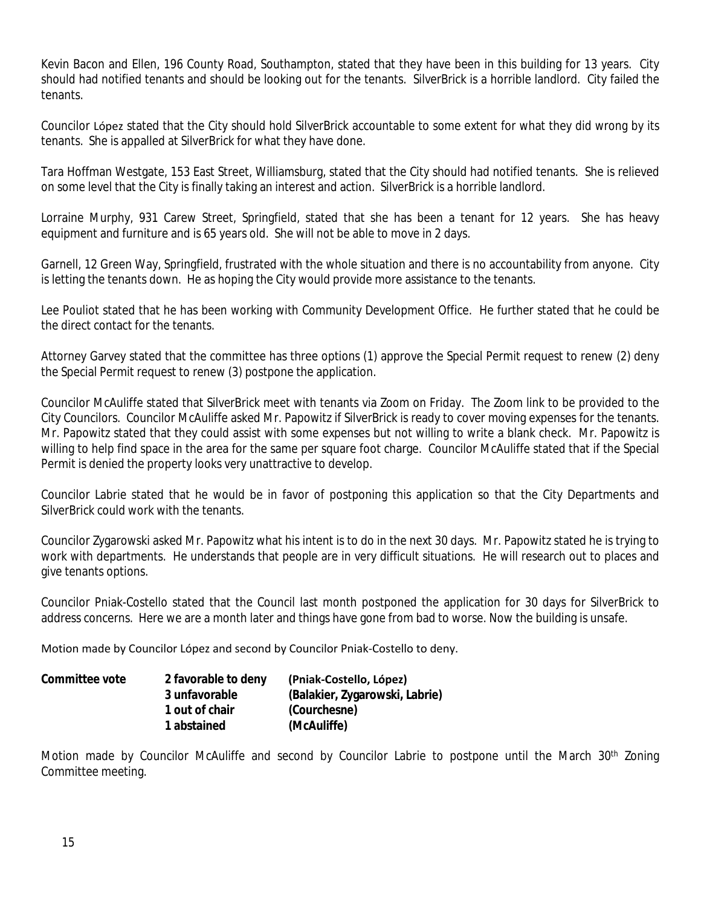Kevin Bacon and Ellen, 196 County Road, Southampton, stated that they have been in this building for 13 years. City should had notified tenants and should be looking out for the tenants. SilverBrick is a horrible landlord. City failed the tenants.

Councilor López stated that the City should hold SilverBrick accountable to some extent for what they did wrong by its tenants. She is appalled at SilverBrick for what they have done.

Tara Hoffman Westgate, 153 East Street, Williamsburg, stated that the City should had notified tenants. She is relieved on some level that the City is finally taking an interest and action. SilverBrick is a horrible landlord.

Lorraine Murphy, 931 Carew Street, Springfield, stated that she has been a tenant for 12 years. She has heavy equipment and furniture and is 65 years old. She will not be able to move in 2 days.

Garnell, 12 Green Way, Springfield, frustrated with the whole situation and there is no accountability from anyone. City is letting the tenants down. He as hoping the City would provide more assistance to the tenants.

Lee Pouliot stated that he has been working with Community Development Office. He further stated that he could be the direct contact for the tenants.

Attorney Garvey stated that the committee has three options (1) approve the Special Permit request to renew (2) deny the Special Permit request to renew (3) postpone the application.

Councilor McAuliffe stated that SilverBrick meet with tenants via Zoom on Friday. The Zoom link to be provided to the City Councilors. Councilor McAuliffe asked Mr. Papowitz if SilverBrick is ready to cover moving expenses for the tenants. Mr. Papowitz stated that they could assist with some expenses but not willing to write a blank check. Mr. Papowitz is willing to help find space in the area for the same per square foot charge. Councilor McAuliffe stated that if the Special Permit is denied the property looks very unattractive to develop.

Councilor Labrie stated that he would be in favor of postponing this application so that the City Departments and SilverBrick could work with the tenants.

Councilor Zygarowski asked Mr. Papowitz what his intent is to do in the next 30 days. Mr. Papowitz stated he is trying to work with departments. He understands that people are in very difficult situations. He will research out to places and give tenants options.

Councilor Pniak-Costello stated that the Council last month postponed the application for 30 days for SilverBrick to address concerns. Here we are a month later and things have gone from bad to worse. Now the building is unsafe.

Motion made by Councilor López and second by Councilor Pniak-Costello to deny.

| **Committee vote** | **2 favorable to deny** | **(Pniak-Costello, López)** |
|---|---|---|
| | **3 unfavorable** | **(Balakier, Zygarowski, Labrie)** |
| | **1 out of chair** | **(Courchesne)** |
| | **1 abstained** | **(McAuliffe)** |

Motion made by Councilor McAuliffe and second by Councilor Labrie to postpone until the March 30th Zoning Committee meeting.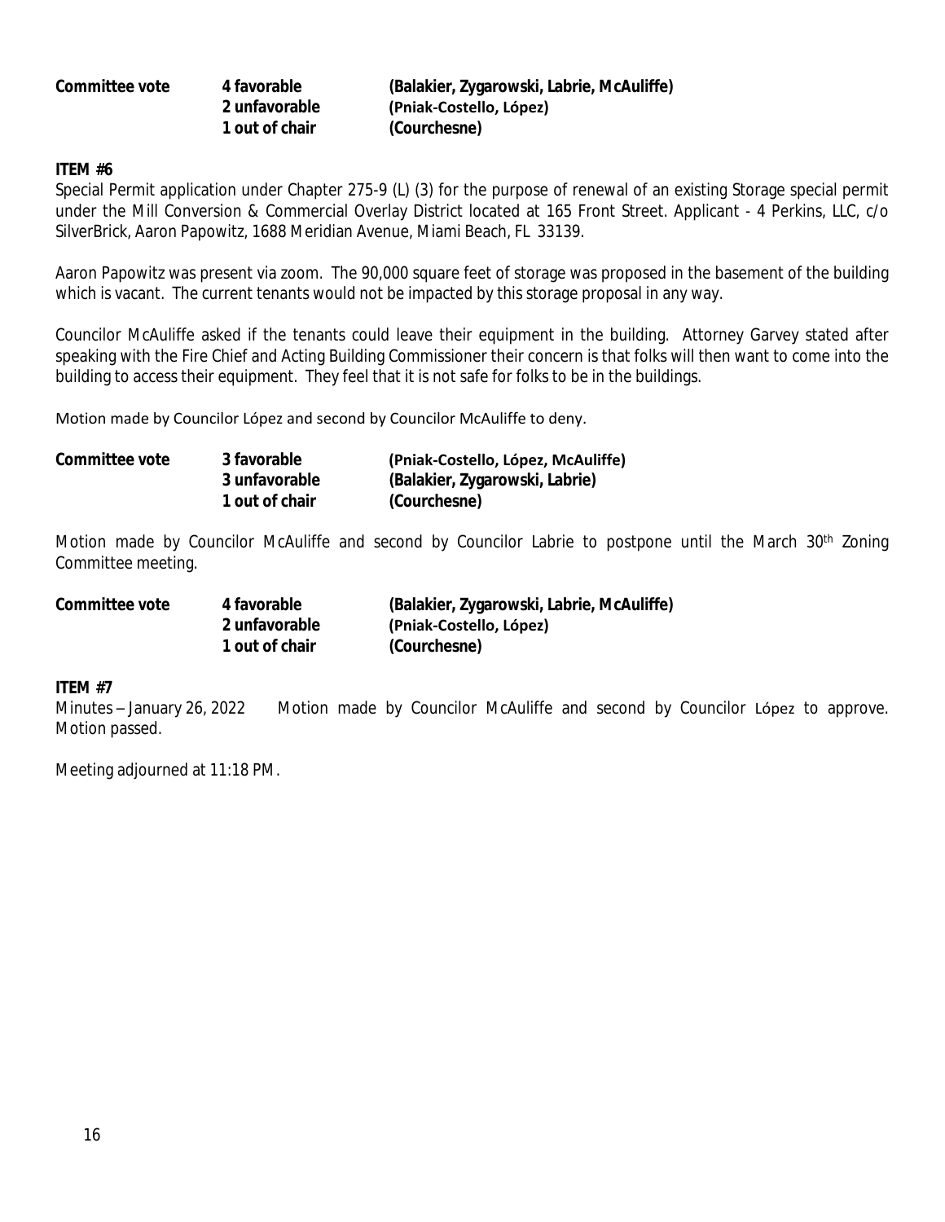| | | |
|---|---|---|
| **Committee vote** | **4 favorable** | **(Balakier, Zygarowski, Labrie, McAuliffe)** |
| | **2 unfavorable** | **(Pniak-Costello, López)** |
| | **1 out of chair** | **(Courchesne)** |

**ITEM #6**
Special Permit application under Chapter 275-9 (L) (3) for the purpose of renewal of an existing Storage special permit under the Mill Conversion & Commercial Overlay District located at 165 Front Street. Applicant - 4 Perkins, LLC, c/o SilverBrick, Aaron Papowitz, 1688 Meridian Avenue, Miami Beach, FL 33139.

Aaron Papowitz was present via zoom. The 90,000 square feet of storage was proposed in the basement of the building which is vacant. The current tenants would not be impacted by this storage proposal in any way.

Councilor McAuliffe asked if the tenants could leave their equipment in the building. Attorney Garvey stated after speaking with the Fire Chief and Acting Building Commissioner their concern is that folks will then want to come into the building to access their equipment. They feel that it is not safe for folks to be in the buildings.

Motion made by Councilor López and second by Councilor McAuliffe to deny.

| | | |
|---|---|---|
| **Committee vote** | **3 favorable** | **(Pniak-Costello, López, McAuliffe)** |
| | **3 unfavorable** | **(Balakier, Zygarowski, Labrie)** |
| | **1 out of chair** | **(Courchesne)** |

Motion made by Councilor McAuliffe and second by Councilor Labrie to postpone until the March 30th Zoning Committee meeting.

| | | |
|---|---|---|
| **Committee vote** | **4 favorable** | **(Balakier, Zygarowski, Labrie, McAuliffe)** |
| | **2 unfavorable** | **(Pniak-Costello, López)** |
| | **1 out of chair** | **(Courchesne)** |

**ITEM #7**
Minutes – January 26, 2022 Motion made by Councilor McAuliffe and second by Councilor López to approve. Motion passed.

Meeting adjourned at 11:18 PM.